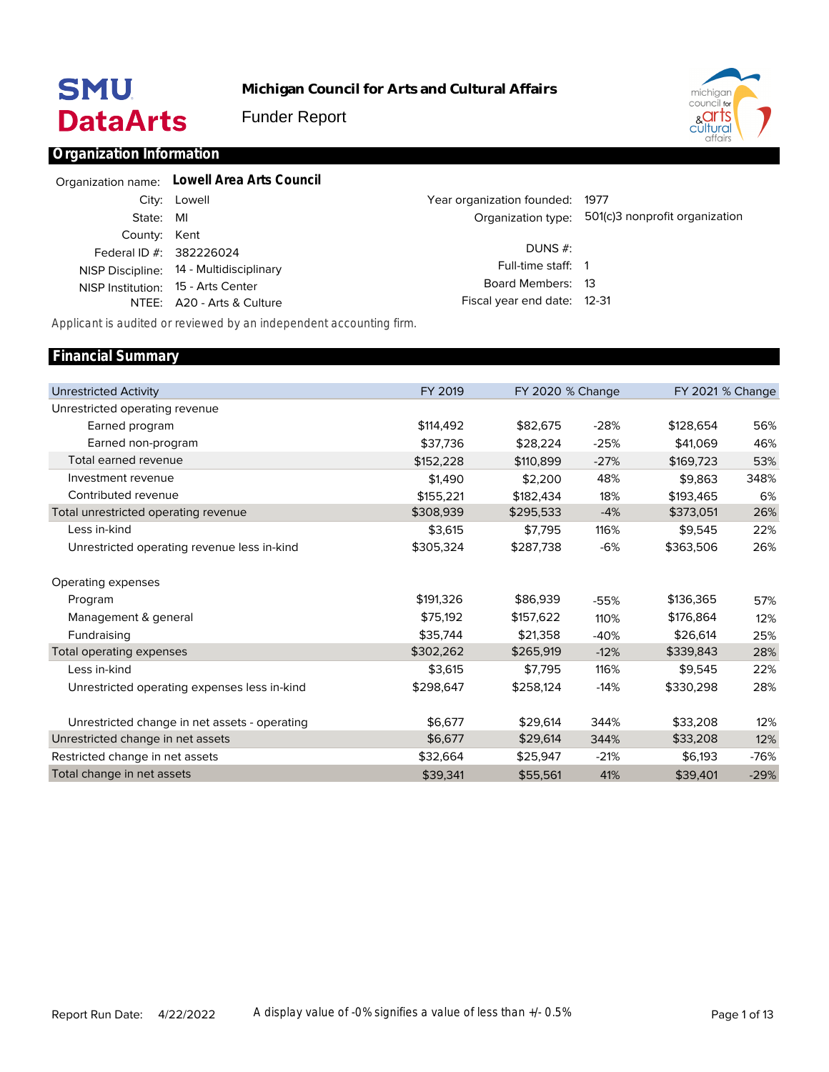SMU DataArts

**Michigan Council for Arts and Cultural Affairs**

Funder Report

## Organization Information

| | |
|---|---|
| Organization name: | **Lowell Area Arts Council** |
| City: | Lowell |
| State: | MI |
| County: | Kent |
| Federal ID #: | 382226024 |
| NISP Discipline: | 14 - Multidisciplinary |
| NISP Institution: | 15 - Arts Center |
| NTEE: | A20 - Arts & Culture |

| | |
|---|---|
| Year organization founded: | 1977 |
| Organization type: | 501(c)3 nonprofit organization |
| DUNS #: | |
| Full-time staff: | 1 |
| Board Members: | 13 |
| Fiscal year end date: | 12-31 |

Applicant is audited or reviewed by an independent accounting firm.

## Financial Summary

| Unrestricted Activity | FY 2019 | FY 2020 | % Change | FY 2021 | % Change |
|---|---|---|---|---|---|
| Unrestricted operating revenue | | | | | |
| Earned program | $114,492 | $82,675 | -28% | $128,654 | 56% |
| Earned non-program | $37,736 | $28,224 | -25% | $41,069 | 46% |
| Total earned revenue | $152,228 | $110,899 | -27% | $169,723 | 53% |
| Investment revenue | $1,490 | $2,200 | 48% | $9,863 | 348% |
| Contributed revenue | $155,221 | $182,434 | 18% | $193,465 | 6% |
| Total unrestricted operating revenue | $308,939 | $295,533 | -4% | $373,051 | 26% |
| Less in-kind | $3,615 | $7,795 | 116% | $9,545 | 22% |
| Unrestricted operating revenue less in-kind | $305,324 | $287,738 | -6% | $363,506 | 26% |
| | | | | | |
| Operating expenses | | | | | |
| Program | $191,326 | $86,939 | -55% | $136,365 | 57% |
| Management & general | $75,192 | $157,622 | 110% | $176,864 | 12% |
| Fundraising | $35,744 | $21,358 | -40% | $26,614 | 25% |
| Total operating expenses | $302,262 | $265,919 | -12% | $339,843 | 28% |
| Less in-kind | $3,615 | $7,795 | 116% | $9,545 | 22% |
| Unrestricted operating expenses less in-kind | $298,647 | $258,124 | -14% | $330,298 | 28% |
| | | | | | |
| Unrestricted change in net assets - operating | $6,677 | $29,614 | 344% | $33,208 | 12% |
| Unrestricted change in net assets | $6,677 | $29,614 | 344% | $33,208 | 12% |
| Restricted change in net assets | $32,664 | $25,947 | -21% | $6,193 | -76% |
| Total change in net assets | $39,341 | $55,561 | 41% | $39,401 | -29% |

Report Run Date: 4/22/2022

A display value of -0% signifies a value of less than +/- 0.5%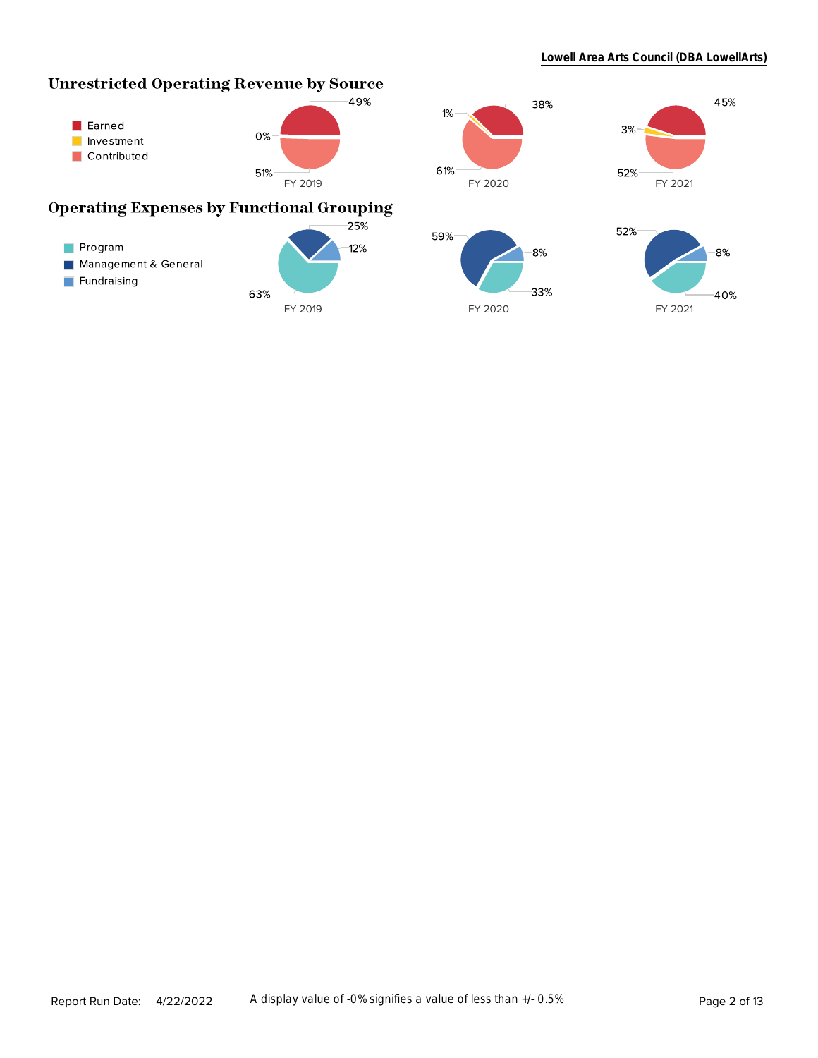## Unrestricted Operating Revenue by Source

| Source | FY 2019 | FY 2020 | FY 2021 |
|---|---|---|---|
| Earned | 49% | 38% | 45% |
| Investment | 0% | 1% | 3% |
| Contributed | 51% | 61% | 52% |

## Operating Expenses by Functional Grouping

| Functional Grouping | FY 2019 | FY 2020 | FY 2021 |
|---|---|---|---|
| Program | 63% | 33% | 40% |
| Management & General | 25% | 59% | 52% |
| Fundraising | 12% | 8% | 8% |

A display value of -0% signifies a value of less than +/- 0.5%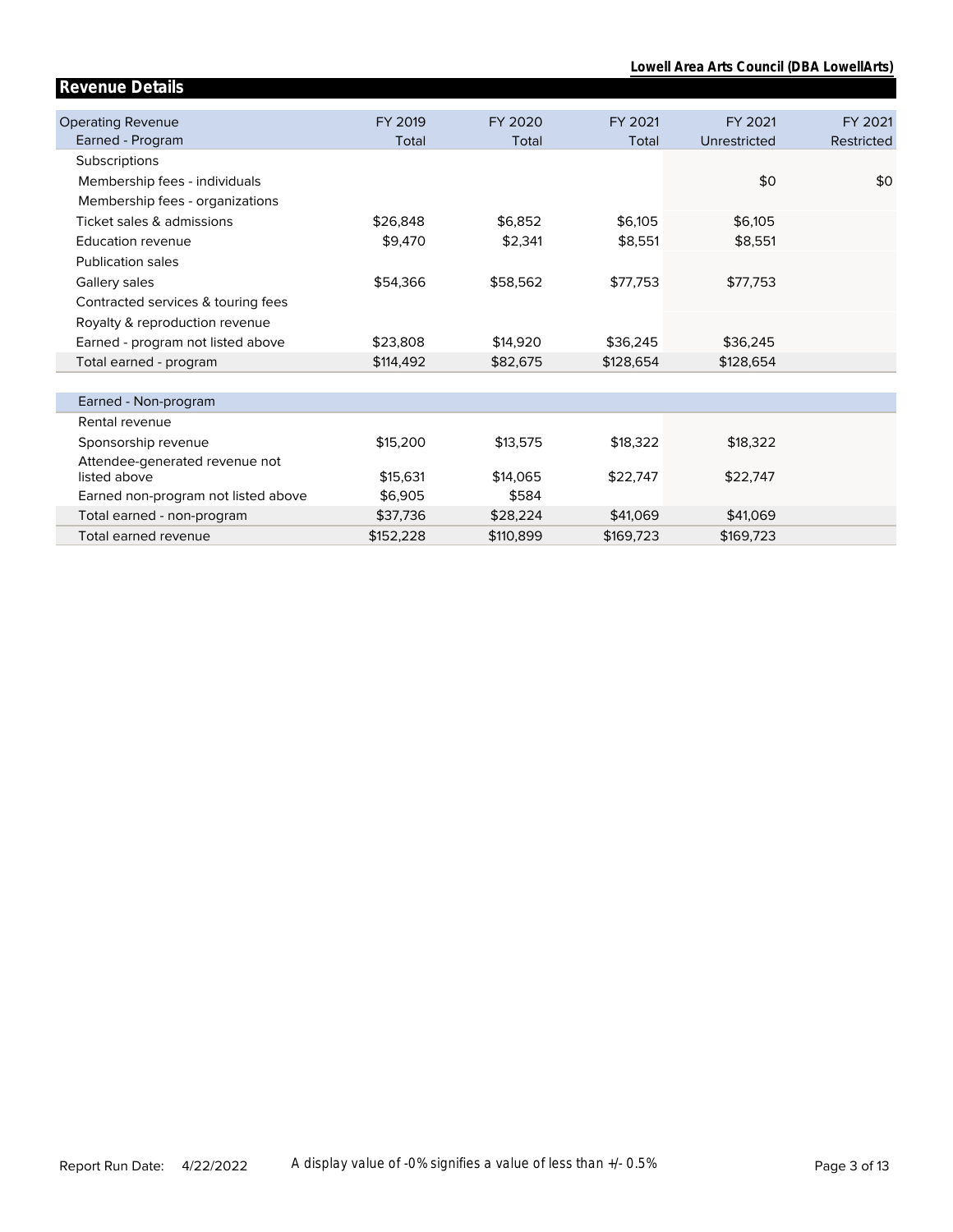## Revenue Details

| Operating Revenue<br>Earned - Program | FY 2019<br>Total | FY 2020<br>Total | FY 2021<br>Total | FY 2021<br>Unrestricted | FY 2021<br>Restricted |
|---|---|---|---|---|---|
| Subscriptions | | | | | |
| Membership fees - individuals | | | | $0 | $0 |
| Membership fees - organizations | | | | | |
| Ticket sales & admissions | $26,848 | $6,852 | $6,105 | $6,105 | |
| Education revenue | $9,470 | $2,341 | $8,551 | $8,551 | |
| Publication sales | | | | | |
| Gallery sales | $54,366 | $58,562 | $77,753 | $77,753 | |
| Contracted services & touring fees | | | | | |
| Royalty & reproduction revenue | | | | | |
| Earned - program not listed above | $23,808 | $14,920 | $36,245 | $36,245 | |
| Total earned - program | $114,492 | $82,675 | $128,654 | $128,654 | |
| **Earned - Non-program** | | | | | |
| Rental revenue | | | | | |
| Sponsorship revenue | $15,200 | $13,575 | $18,322 | $18,322 | |
| Attendee-generated revenue not listed above | $15,631 | $14,065 | $22,747 | $22,747 | |
| Earned non-program not listed above | $6,905 | $584 | | | |
| Total earned - non-program | $37,736 | $28,224 | $41,069 | $41,069 | |
| Total earned revenue | $152,228 | $110,899 | $169,723 | $169,723 | |

A display value of -0% signifies a value of less than +/- 0.5%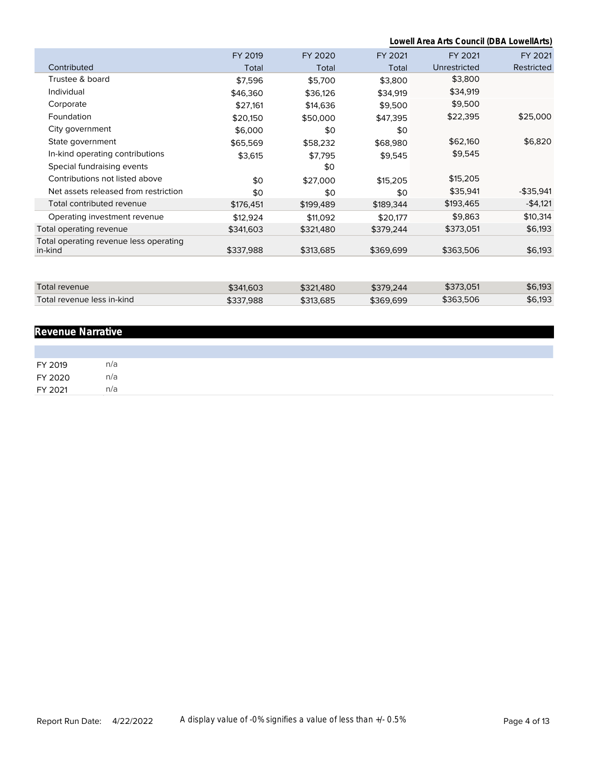**Lowell Area Arts Council (DBA LowellArts)**

| Contributed | FY 2019 Total | FY 2020 Total | FY 2021 Total | FY 2021 Unrestricted | FY 2021 Restricted |
|---|---|---|---|---|---|
| Trustee & board | $7,596 | $5,700 | $3,800 | $3,800 | |
| Individual | $46,360 | $36,126 | $34,919 | $34,919 | |
| Corporate | $27,161 | $14,636 | $9,500 | $9,500 | |
| Foundation | $20,150 | $50,000 | $47,395 | $22,395 | $25,000 |
| City government | $6,000 | $0 | $0 | | |
| State government | $65,569 | $58,232 | $68,980 | $62,160 | $6,820 |
| In-kind operating contributions | $3,615 | $7,795 | $9,545 | $9,545 | |
| Special fundraising events | | $0 | | | |
| Contributions not listed above | $0 | $27,000 | $15,205 | $15,205 | |
| Net assets released from restriction | $0 | $0 | $0 | $35,941 | -$35,941 |
| Total contributed revenue | $176,451 | $199,489 | $189,344 | $193,465 | -$4,121 |
| Operating investment revenue | $12,924 | $11,092 | $20,177 | $9,863 | $10,314 |
| Total operating revenue | $341,603 | $321,480 | $379,244 | $373,051 | $6,193 |
| Total operating revenue less operating in-kind | $337,988 | $313,685 | $369,699 | $363,506 | $6,193 |
| | | | | | |
| Total revenue | $341,603 | $321,480 | $379,244 | $373,051 | $6,193 |
| Total revenue less in-kind | $337,988 | $313,685 | $369,699 | $363,506 | $6,193 |

## Revenue Narrative

| | |
|---|---|
| FY 2019 | n/a |
| FY 2020 | n/a |
| FY 2021 | n/a |

A display value of -0% signifies a value of less than +/- 0.5%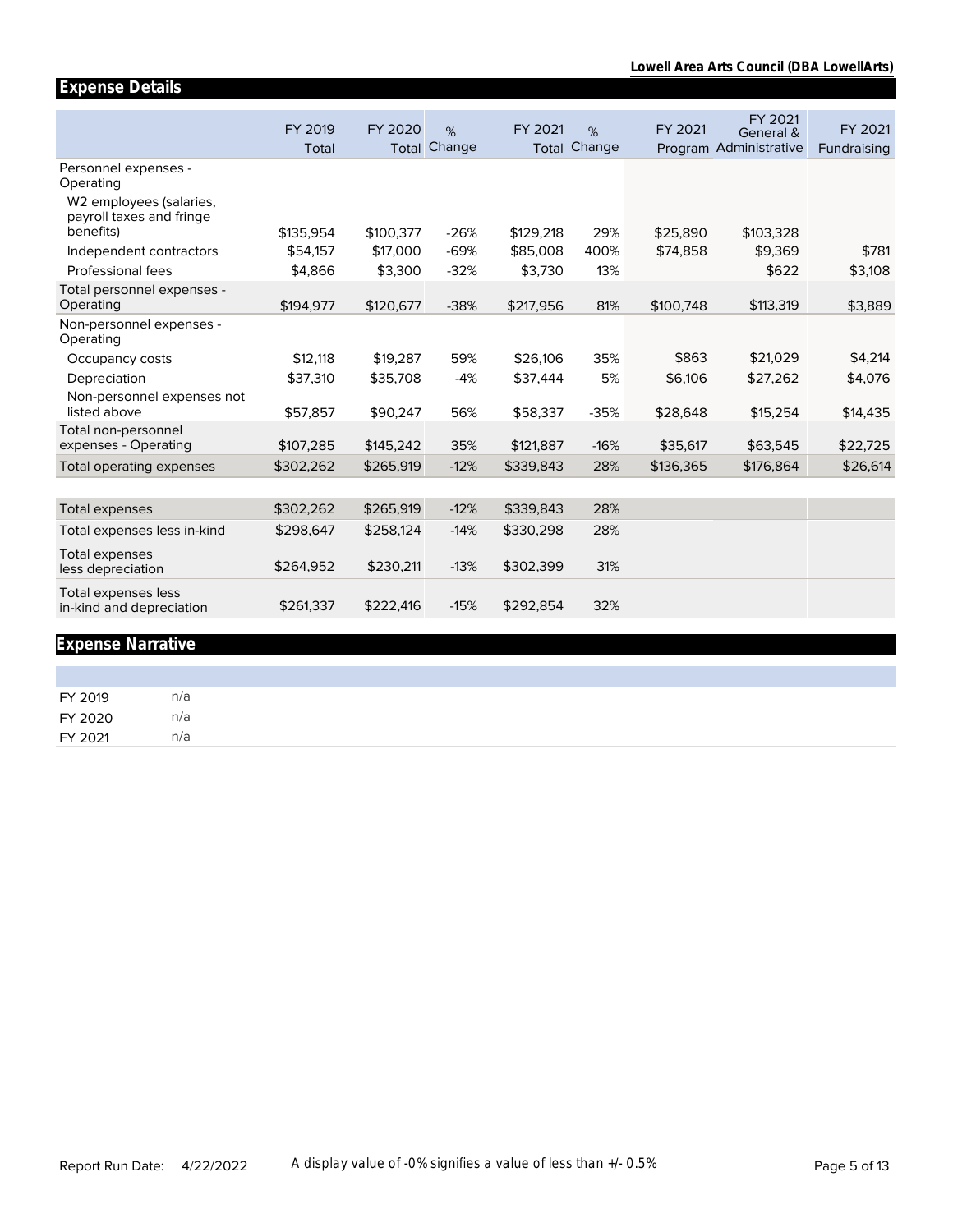## Expense Details

| | FY 2019 Total | FY 2020 Total | % Change | FY 2021 Total | % Change | FY 2021 Program | FY 2021 General & Administrative | FY 2021 Fundraising |
|---|---|---|---|---|---|---|---|---|
| Personnel expenses - Operating | | | | | | | | |
| W2 employees (salaries, payroll taxes and fringe benefits) | $135,954 | $100,377 | -26% | $129,218 | 29% | $25,890 | $103,328 | |
| Independent contractors | $54,157 | $17,000 | -69% | $85,008 | 400% | $74,858 | $9,369 | $781 |
| Professional fees | $4,866 | $3,300 | -32% | $3,730 | 13% | | $622 | $3,108 |
| Total personnel expenses - Operating | $194,977 | $120,677 | -38% | $217,956 | 81% | $100,748 | $113,319 | $3,889 |
| Non-personnel expenses - Operating | | | | | | | | |
| Occupancy costs | $12,118 | $19,287 | 59% | $26,106 | 35% | $863 | $21,029 | $4,214 |
| Depreciation | $37,310 | $35,708 | -4% | $37,444 | 5% | $6,106 | $27,262 | $4,076 |
| Non-personnel expenses not listed above | $57,857 | $90,247 | 56% | $58,337 | -35% | $28,648 | $15,254 | $14,435 |
| Total non-personnel expenses - Operating | $107,285 | $145,242 | 35% | $121,887 | -16% | $35,617 | $63,545 | $22,725 |
| Total operating expenses | $302,262 | $265,919 | -12% | $339,843 | 28% | $136,365 | $176,864 | $26,614 |
| | | | | | | | | |
| Total expenses | $302,262 | $265,919 | -12% | $339,843 | 28% | | | |
| Total expenses less in-kind | $298,647 | $258,124 | -14% | $330,298 | 28% | | | |
| Total expenses less depreciation | $264,952 | $230,211 | -13% | $302,399 | 31% | | | |
| Total expenses less in-kind and depreciation | $261,337 | $222,416 | -15% | $292,854 | 32% | | | |

## Expense Narrative

| | |
|---|---|
| FY 2019 | n/a |
| FY 2020 | n/a |
| FY 2021 | n/a |

A display value of -0% signifies a value of less than +/- 0.5%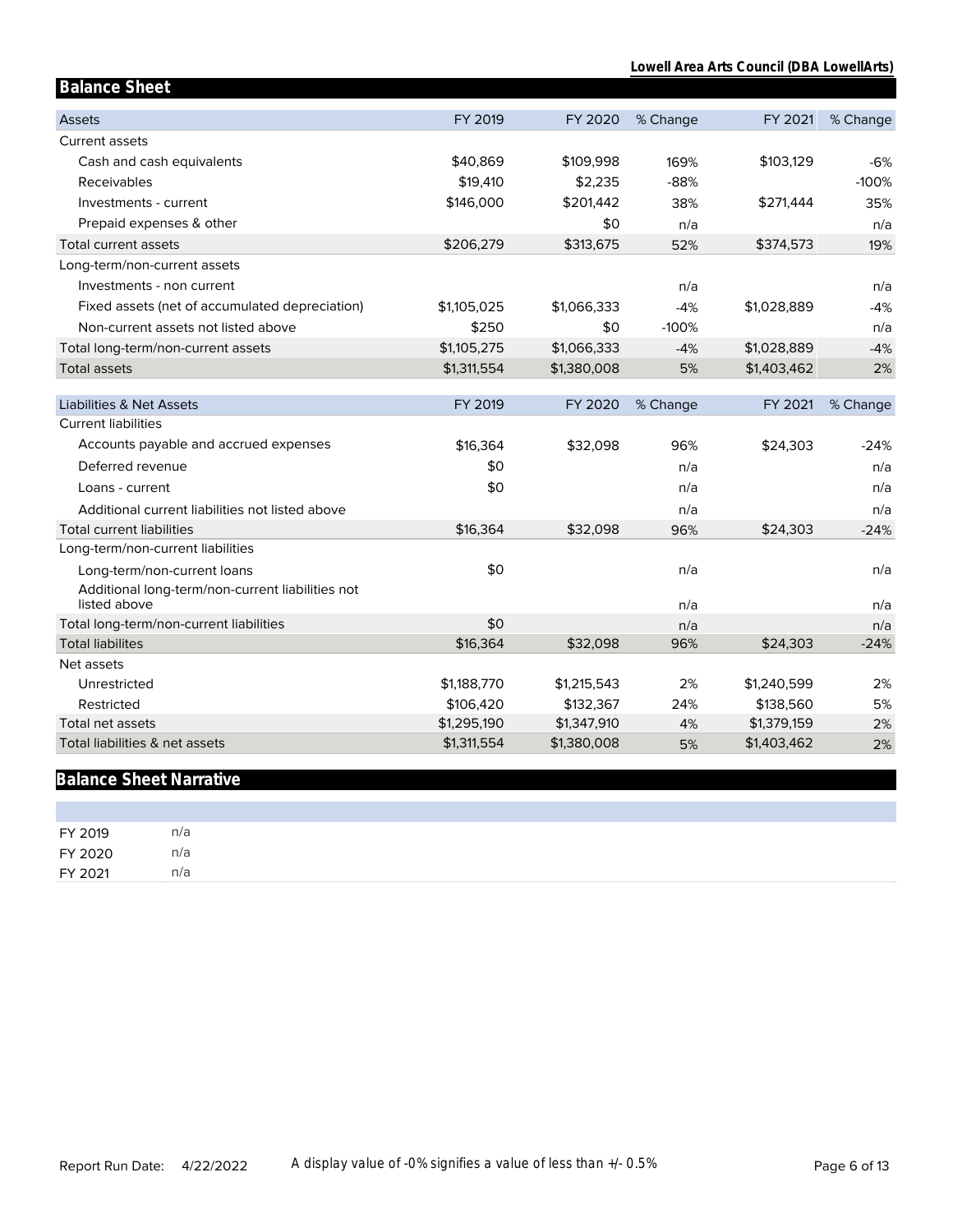## Balance Sheet

| Assets | FY 2019 | FY 2020 | % Change | FY 2021 | % Change |
|---|---|---|---|---|---|
| Current assets | | | | | |
| Cash and cash equivalents | $40,869 | $109,998 | 169% | $103,129 | -6% |
| Receivables | $19,410 | $2,235 | -88% | | -100% |
| Investments - current | $146,000 | $201,442 | 38% | $271,444 | 35% |
| Prepaid expenses & other | | $0 | n/a | | n/a |
| Total current assets | $206,279 | $313,675 | 52% | $374,573 | 19% |
| Long-term/non-current assets | | | | | |
| Investments - non current | | | n/a | | n/a |
| Fixed assets (net of accumulated depreciation) | $1,105,025 | $1,066,333 | -4% | $1,028,889 | -4% |
| Non-current assets not listed above | $250 | $0 | -100% | | n/a |
| Total long-term/non-current assets | $1,105,275 | $1,066,333 | -4% | $1,028,889 | -4% |
| Total assets | $1,311,554 | $1,380,008 | 5% | $1,403,462 | 2% |

| Liabilities & Net Assets | FY 2019 | FY 2020 | % Change | FY 2021 | % Change |
|---|---|---|---|---|---|
| Current liabilities | | | | | |
| Accounts payable and accrued expenses | $16,364 | $32,098 | 96% | $24,303 | -24% |
| Deferred revenue | $0 | | n/a | | n/a |
| Loans - current | $0 | | n/a | | n/a |
| Additional current liabilities not listed above | | | n/a | | n/a |
| Total current liabilities | $16,364 | $32,098 | 96% | $24,303 | -24% |
| Long-term/non-current liabilities | | | | | |
| Long-term/non-current loans | $0 | | n/a | | n/a |
| Additional long-term/non-current liabilities not listed above | | | n/a | | n/a |
| Total long-term/non-current liabilities | $0 | | n/a | | n/a |
| Total liabilites | $16,364 | $32,098 | 96% | $24,303 | -24% |
| Net assets | | | | | |
| Unrestricted | $1,188,770 | $1,215,543 | 2% | $1,240,599 | 2% |
| Restricted | $106,420 | $132,367 | 24% | $138,560 | 5% |
| Total net assets | $1,295,190 | $1,347,910 | 4% | $1,379,159 | 2% |
| Total liabilities & net assets | $1,311,554 | $1,380,008 | 5% | $1,403,462 | 2% |

## Balance Sheet Narrative

| | |
|---|---|
| FY 2019 | n/a |
| FY 2020 | n/a |
| FY 2021 | n/a |

A display value of -0% signifies a value of less than +/- 0.5%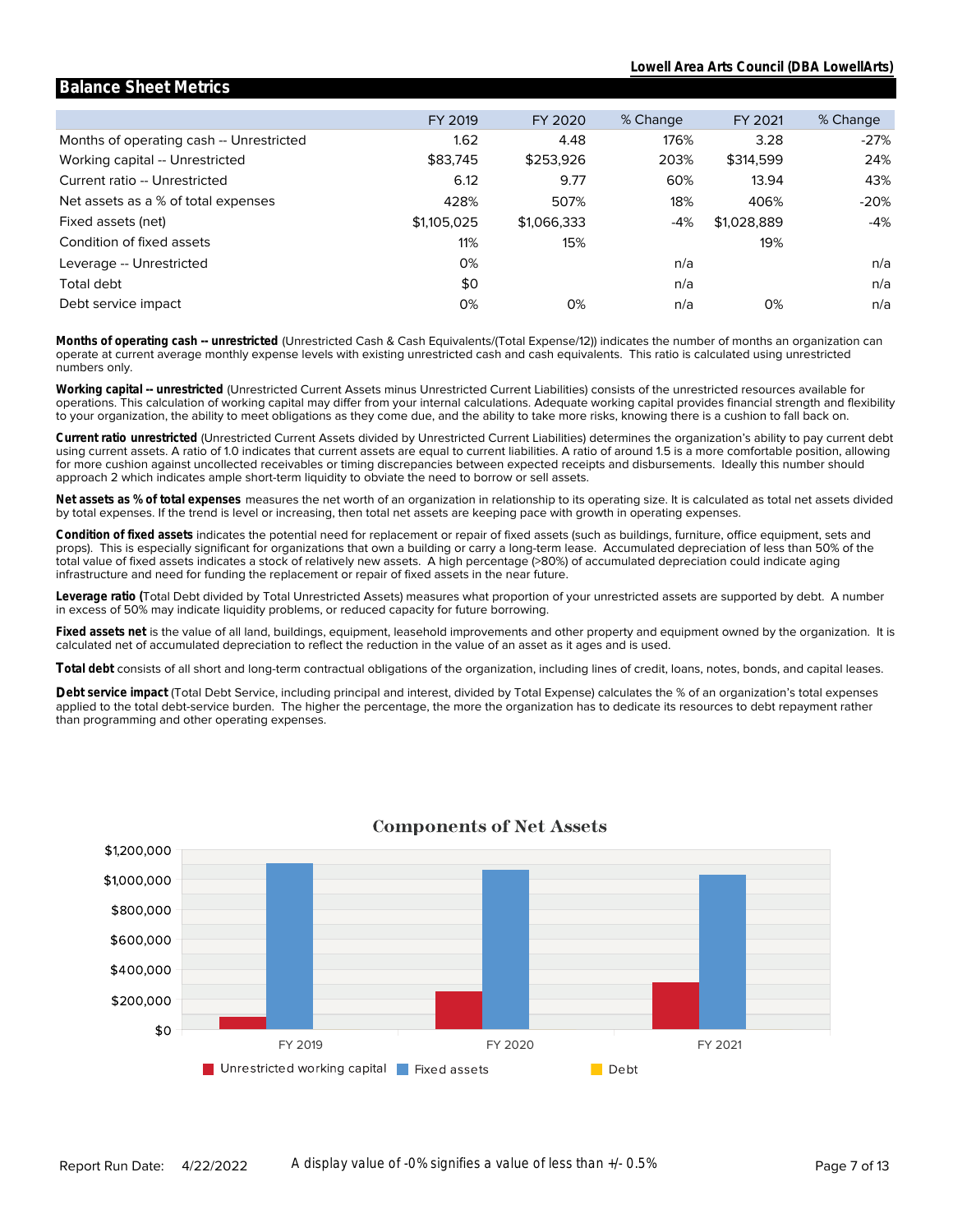Lowell Area Arts Council (DBA LowellArts)

## Balance Sheet Metrics

| | FY 2019 | FY 2020 | % Change | FY 2021 | % Change |
|---|---|---|---|---|---|
| Months of operating cash -- Unrestricted | 1.62 | 4.48 | 176% | 3.28 | -27% |
| Working capital -- Unrestricted | $83,745 | $253,926 | 203% | $314,599 | 24% |
| Current ratio -- Unrestricted | 6.12 | 9.77 | 60% | 13.94 | 43% |
| Net assets as a % of total expenses | 428% | 507% | 18% | 406% | -20% |
| Fixed assets (net) | $1,105,025 | $1,066,333 | -4% | $1,028,889 | -4% |
| Condition of fixed assets | 11% | 15% | | 19% | |
| Leverage -- Unrestricted | 0% | | n/a | | n/a |
| Total debt | $0 | | n/a | | n/a |
| Debt service impact | 0% | 0% | n/a | 0% | n/a |

**Months of operating cash -- unrestricted** (Unrestricted Cash & Cash Equivalents/(Total Expense/12)) indicates the number of months an organization can operate at current average monthly expense levels with existing unrestricted cash and cash equivalents. This ratio is calculated using unrestricted numbers only.

**Working capital -- unrestricted** (Unrestricted Current Assets minus Unrestricted Current Liabilities) consists of the unrestricted resources available for operations. This calculation of working capital may differ from your internal calculations. Adequate working capital provides financial strength and flexibility to your organization, the ability to meet obligations as they come due, and the ability to take more risks, knowing there is a cushion to fall back on.

**Current ratio unrestricted** (Unrestricted Current Assets divided by Unrestricted Current Liabilities) determines the organization's ability to pay current debt using current assets. A ratio of 1.0 indicates that current assets are equal to current liabilities. A ratio of around 1.5 is a more comfortable position, allowing for more cushion against uncollected receivables or timing discrepancies between expected receipts and disbursements. Ideally this number should approach 2 which indicates ample short-term liquidity to obviate the need to borrow or sell assets.

**Net assets as % of total expenses** measures the net worth of an organization in relationship to its operating size. It is calculated as total net assets divided by total expenses. If the trend is level or increasing, then total net assets are keeping pace with growth in operating expenses.

**Condition of fixed assets** indicates the potential need for replacement or repair of fixed assets (such as buildings, furniture, office equipment, sets and props). This is especially significant for organizations that own a building or carry a long-term lease. Accumulated depreciation of less than 50% of the total value of fixed assets indicates a stock of relatively new assets. A high percentage (>80%) of accumulated depreciation could indicate aging infrastructure and need for funding the replacement or repair of fixed assets in the near future.

**Leverage ratio (**Total Debt divided by Total Unrestricted Assets) measures what proportion of your unrestricted assets are supported by debt. A number in excess of 50% may indicate liquidity problems, or reduced capacity for future borrowing.

**Fixed assets net** is the value of all land, buildings, equipment, leasehold improvements and other property and equipment owned by the organization. It is calculated net of accumulated depreciation to reflect the reduction in the value of an asset as it ages and is used.

**Total debt** consists of all short and long-term contractual obligations of the organization, including lines of credit, loans, notes, bonds, and capital leases.

**Debt service impact** (Total Debt Service, including principal and interest, divided by Total Expense) calculates the % of an organization's total expenses applied to the total debt-service burden. The higher the percentage, the more the organization has to dedicate its resources to debt repayment rather than programming and other operating expenses.

### Components of Net Assets

Legend: Unrestricted working capital, Fixed assets, Debt

Report Run Date: 4/22/2022

A display value of -0% signifies a value of less than +/- 0.5%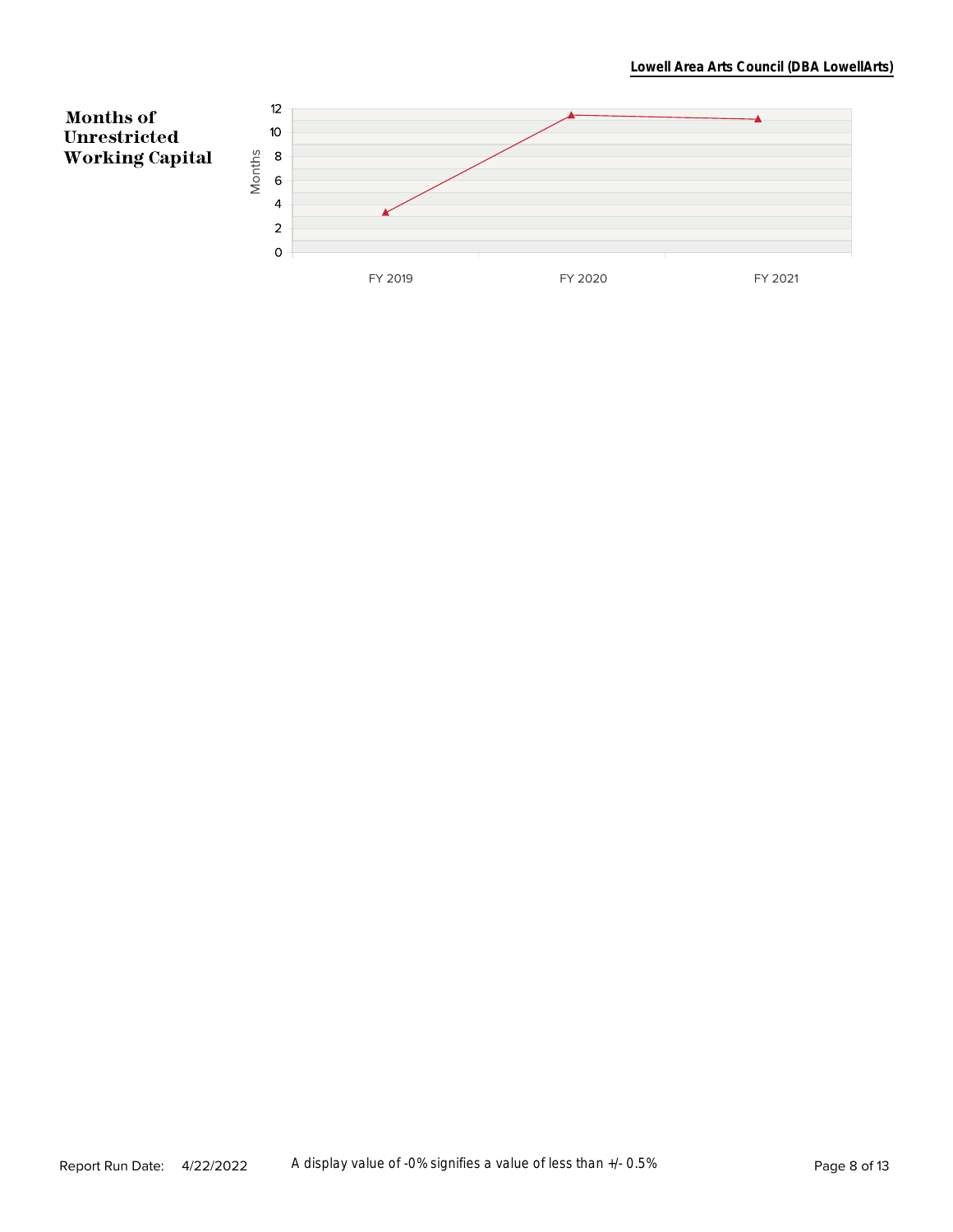## Months of Unrestricted Working Capital

A display value of -0% signifies a value of less than +/- 0.5%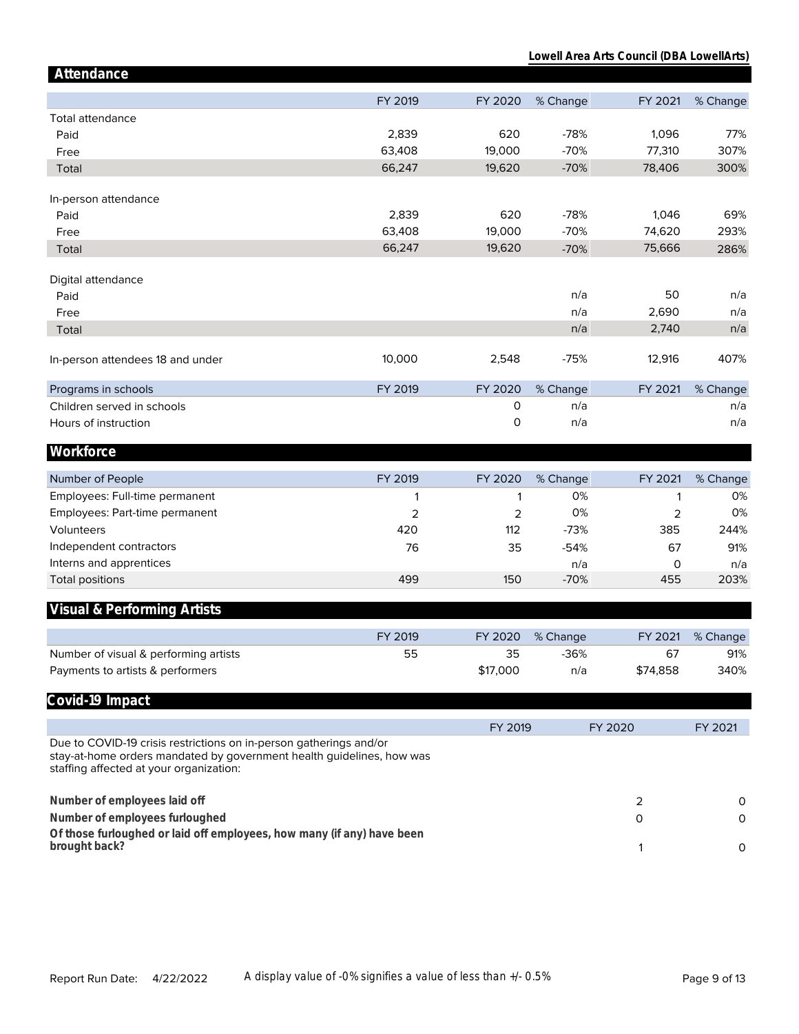Lowell Area Arts Council (DBA LowellArts)

## Attendance

| | FY 2019 | FY 2020 | % Change | FY 2021 | % Change |
|---|---|---|---|---|---|
| Total attendance | | | | | |
| Paid | 2,839 | 620 | -78% | 1,096 | 77% |
| Free | 63,408 | 19,000 | -70% | 77,310 | 307% |
| Total | 66,247 | 19,620 | -70% | 78,406 | 300% |
| In-person attendance | | | | | |
| Paid | 2,839 | 620 | -78% | 1,046 | 69% |
| Free | 63,408 | 19,000 | -70% | 74,620 | 293% |
| Total | 66,247 | 19,620 | -70% | 75,666 | 286% |
| Digital attendance | | | | | |
| Paid | | | n/a | 50 | n/a |
| Free | | | n/a | 2,690 | n/a |
| Total | | | n/a | 2,740 | n/a |
| In-person attendees 18 and under | 10,000 | 2,548 | -75% | 12,916 | 407% |

| Programs in schools | FY 2019 | FY 2020 | % Change | FY 2021 | % Change |
|---|---|---|---|---|---|
| Children served in schools | | 0 | n/a | | n/a |
| Hours of instruction | | 0 | n/a | | n/a |

## Workforce

| Number of People | FY 2019 | FY 2020 | % Change | FY 2021 | % Change |
|---|---|---|---|---|---|
| Employees: Full-time permanent | 1 | 1 | 0% | 1 | 0% |
| Employees: Part-time permanent | 2 | 2 | 0% | 2 | 0% |
| Volunteers | 420 | 112 | -73% | 385 | 244% |
| Independent contractors | 76 | 35 | -54% | 67 | 91% |
| Interns and apprentices | | | n/a | 0 | n/a |
| Total positions | 499 | 150 | -70% | 455 | 203% |

## Visual & Performing Artists

| | FY 2019 | FY 2020 | % Change | FY 2021 | % Change |
|---|---|---|---|---|---|
| Number of visual & performing artists | 55 | 35 | -36% | 67 | 91% |
| Payments to artists & performers | | $17,000 | n/a | $74,858 | 340% |

## Covid-19 Impact

| | FY 2019 | FY 2020 | FY 2021 |
|---|---|---|---|
| Due to COVID-19 crisis restrictions on in-person gatherings and/or stay-at-home orders mandated by government health guidelines, how was staffing affected at your organization: | | | |
| **Number of employees laid off** | | 2 | 0 |
| **Number of employees furloughed** | | 0 | 0 |
| **Of those furloughed or laid off employees, how many (if any) have been brought back?** | | 1 | 0 |

Report Run Date: 4/22/2022

A display value of -0% signifies a value of less than +/- 0.5%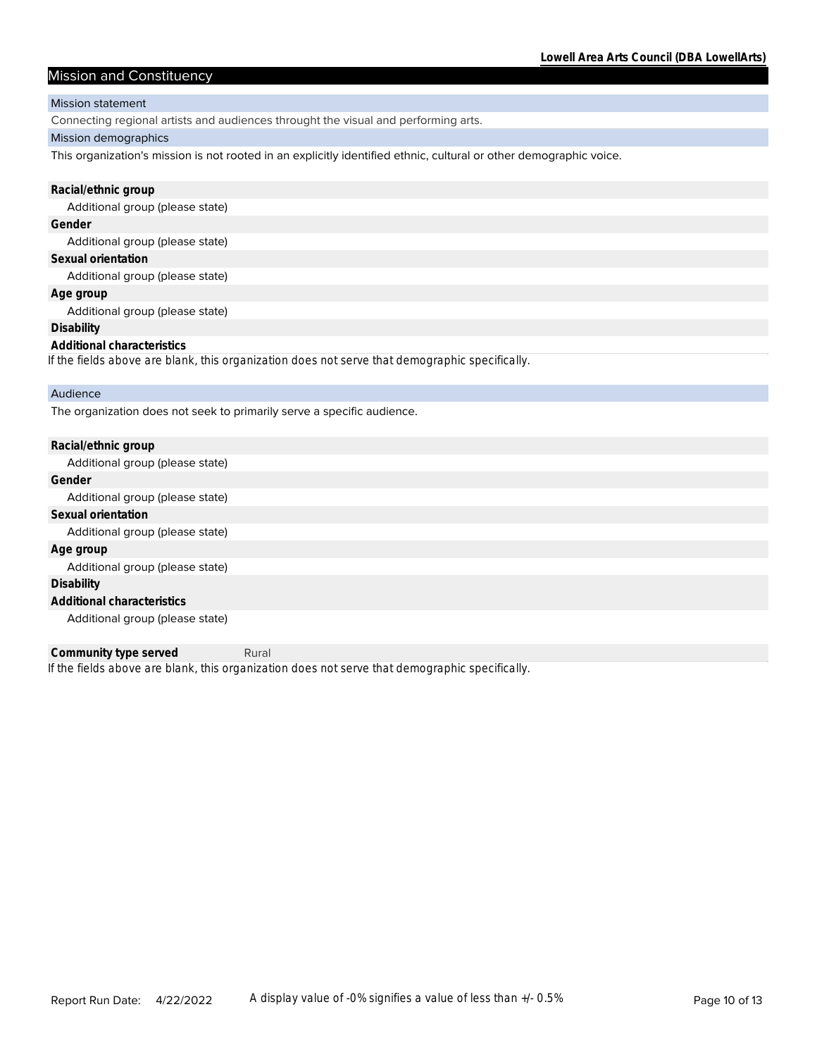## Mission and Constituency

### Mission statement

Connecting regional artists and audiences throught the visual and performing arts.

### Mission demographics

This organization's mission is not rooted in an explicitly identified ethnic, cultural or other demographic voice.

**Racial/ethnic group**

Additional group (please state)

**Gender**

Additional group (please state)

**Sexual orientation**

Additional group (please state)

**Age group**

Additional group (please state)

**Disability**

**Additional characteristics**

*If the fields above are blank, this organization does not serve that demographic specifically.*

### Audience

The organization does not seek to primarily serve a specific audience.

**Racial/ethnic group**

Additional group (please state)

**Gender**

Additional group (please state)

**Sexual orientation**

Additional group (please state)

**Age group**

Additional group (please state)

**Disability**

**Additional characteristics**

Additional group (please state)

**Community type served** Rural

*If the fields above are blank, this organization does not serve that demographic specifically.*

Report Run Date: 4/22/2022

A display value of -0% signifies a value of less than +/- 0.5%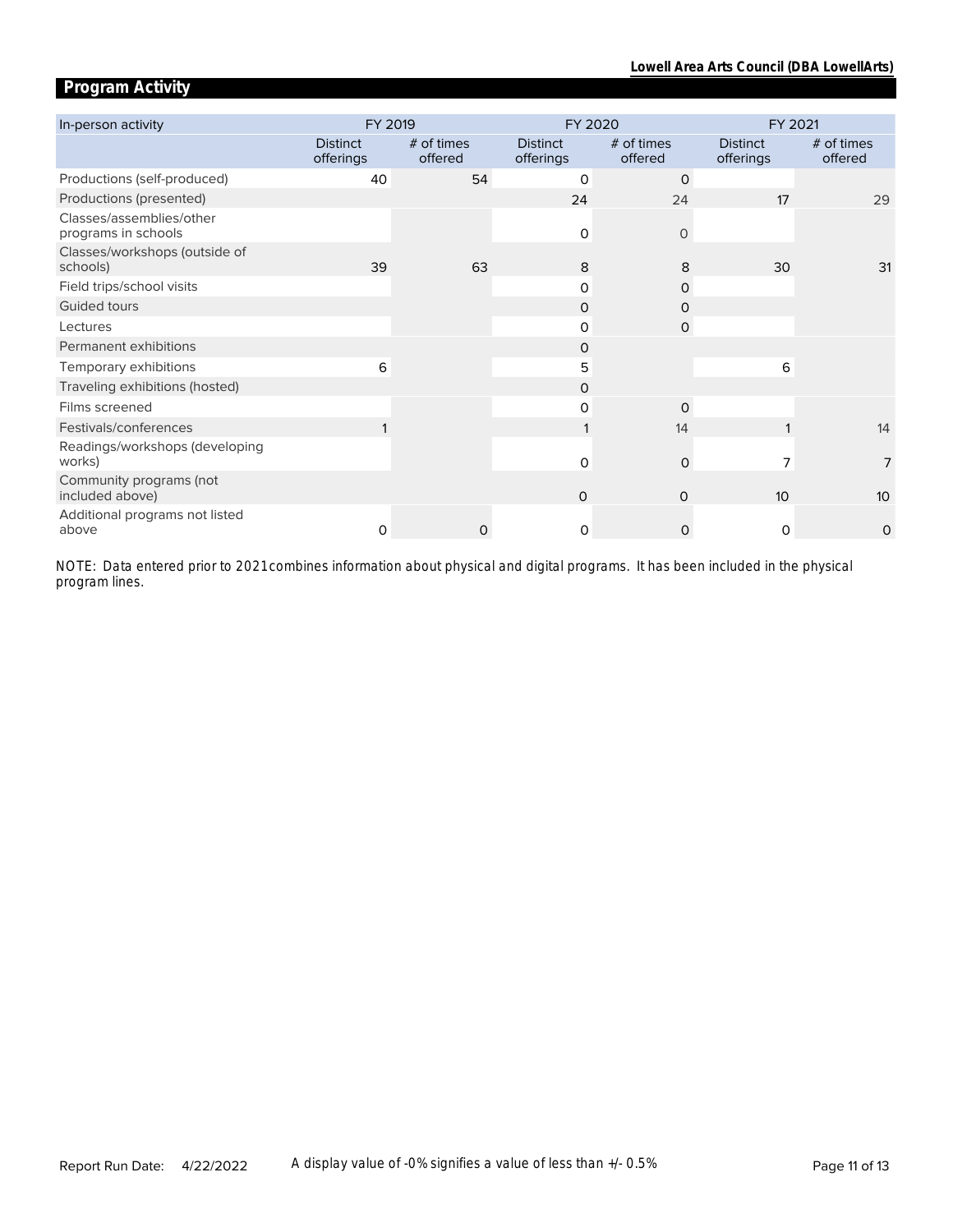## Program Activity

| In-person activity | FY 2019 | | FY 2020 | | FY 2021 | |
|---|---|---|---|---|---|---|
| | Distinct offerings | # of times offered | Distinct offerings | # of times offered | Distinct offerings | # of times offered |
| Productions (self-produced) | 40 | 54 | 0 | 0 | | |
| Productions (presented) | | | 24 | 24 | 17 | 29 |
| Classes/assemblies/other programs in schools | | | 0 | 0 | | |
| Classes/workshops (outside of schools) | 39 | 63 | 8 | 8 | 30 | 31 |
| Field trips/school visits | | | 0 | 0 | | |
| Guided tours | | | 0 | 0 | | |
| Lectures | | | 0 | 0 | | |
| Permanent exhibitions | | | 0 | | | |
| Temporary exhibitions | 6 | | 5 | | 6 | |
| Traveling exhibitions (hosted) | | | 0 | | | |
| Films screened | | | 0 | 0 | | |
| Festivals/conferences | 1 | | 1 | 14 | 1 | 14 |
| Readings/workshops (developing works) | | | 0 | 0 | 7 | 7 |
| Community programs (not included above) | | | 0 | 0 | 10 | 10 |
| Additional programs not listed above | 0 | 0 | 0 | 0 | 0 | 0 |

NOTE: Data entered prior to 2021 combines information about physical and digital programs. It has been included in the physical program lines.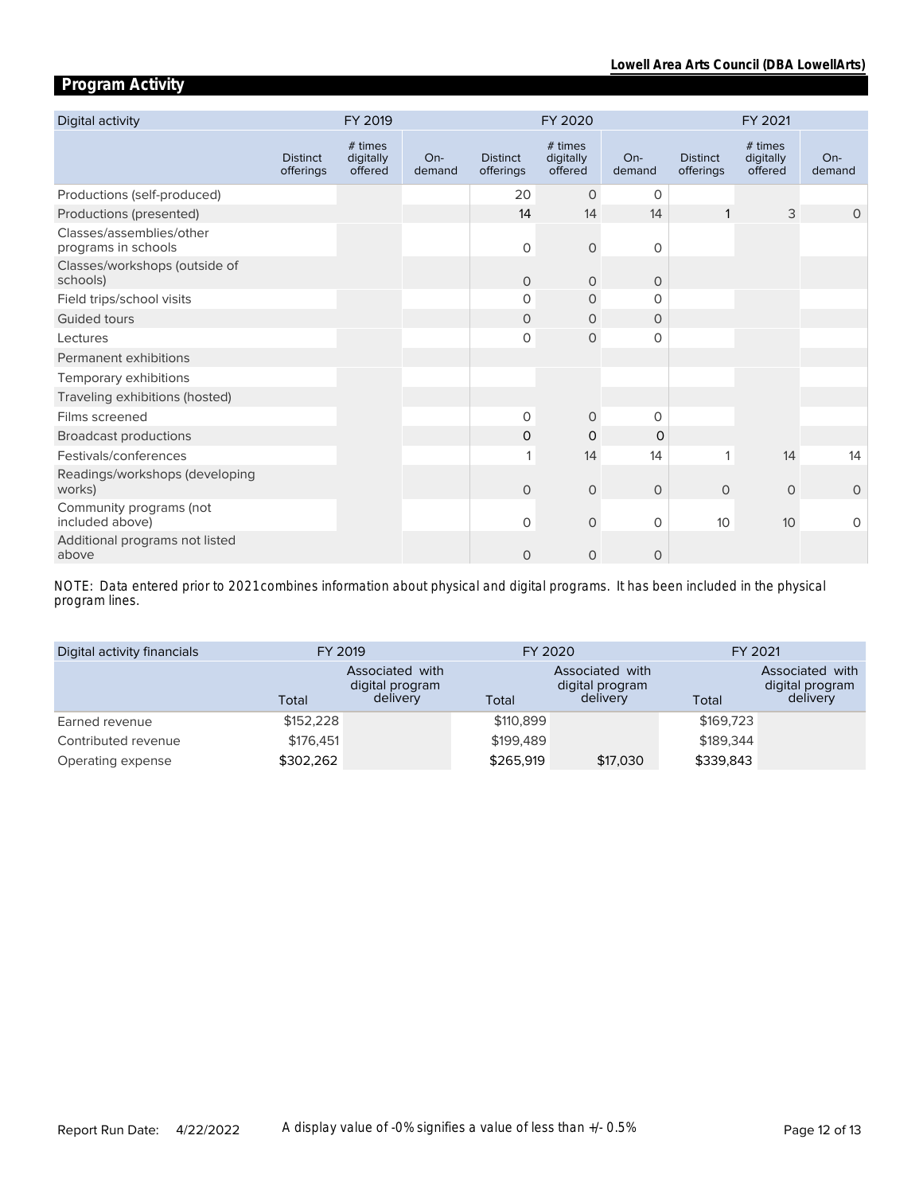## Program Activity

| Digital activity | FY 2019 | | | FY 2020 | | | FY 2021 | | |
|---|---|---|---|---|---|---|---|---|---|
| | Distinct offerings | # times digitally offered | On-demand | Distinct offerings | # times digitally offered | On-demand | Distinct offerings | # times digitally offered | On-demand |
| Productions (self-produced) | | | | 20 | 0 | 0 | | | |
| Productions (presented) | | | | 14 | 14 | 14 | 1 | 3 | 0 |
| Classes/assemblies/other programs in schools | | | | 0 | 0 | 0 | | | |
| Classes/workshops (outside of schools) | | | | 0 | 0 | 0 | | | |
| Field trips/school visits | | | | 0 | 0 | 0 | | | |
| Guided tours | | | | 0 | 0 | 0 | | | |
| Lectures | | | | 0 | 0 | 0 | | | |
| Permanent exhibitions | | | | | | | | | |
| Temporary exhibitions | | | | | | | | | |
| Traveling exhibitions (hosted) | | | | | | | | | |
| Films screened | | | | 0 | 0 | 0 | | | |
| Broadcast productions | | | | 0 | 0 | 0 | | | |
| Festivals/conferences | | | | 1 | 14 | 14 | 1 | 14 | 14 |
| Readings/workshops (developing works) | | | | 0 | 0 | 0 | 0 | 0 | 0 |
| Community programs (not included above) | | | | 0 | 0 | 0 | 10 | 10 | 0 |
| Additional programs not listed above | | | | 0 | 0 | 0 | | | |

*NOTE: Data entered prior to 2021 combines information about physical and digital programs. It has been included in the physical program lines.*

| Digital activity financials | FY 2019 | | FY 2020 | | FY 2021 | |
|---|---|---|---|---|---|---|
| | Total | Associated with digital program delivery | Total | Associated with digital program delivery | Total | Associated with digital program delivery |
| Earned revenue | $152,228 | | $110,899 | | $169,723 | |
| Contributed revenue | $176,451 | | $199,489 | | $189,344 | |
| Operating expense | $302,262 | | $265,919 | $17,030 | $339,843 | |

A display value of -0% signifies a value of less than +/- 0.5%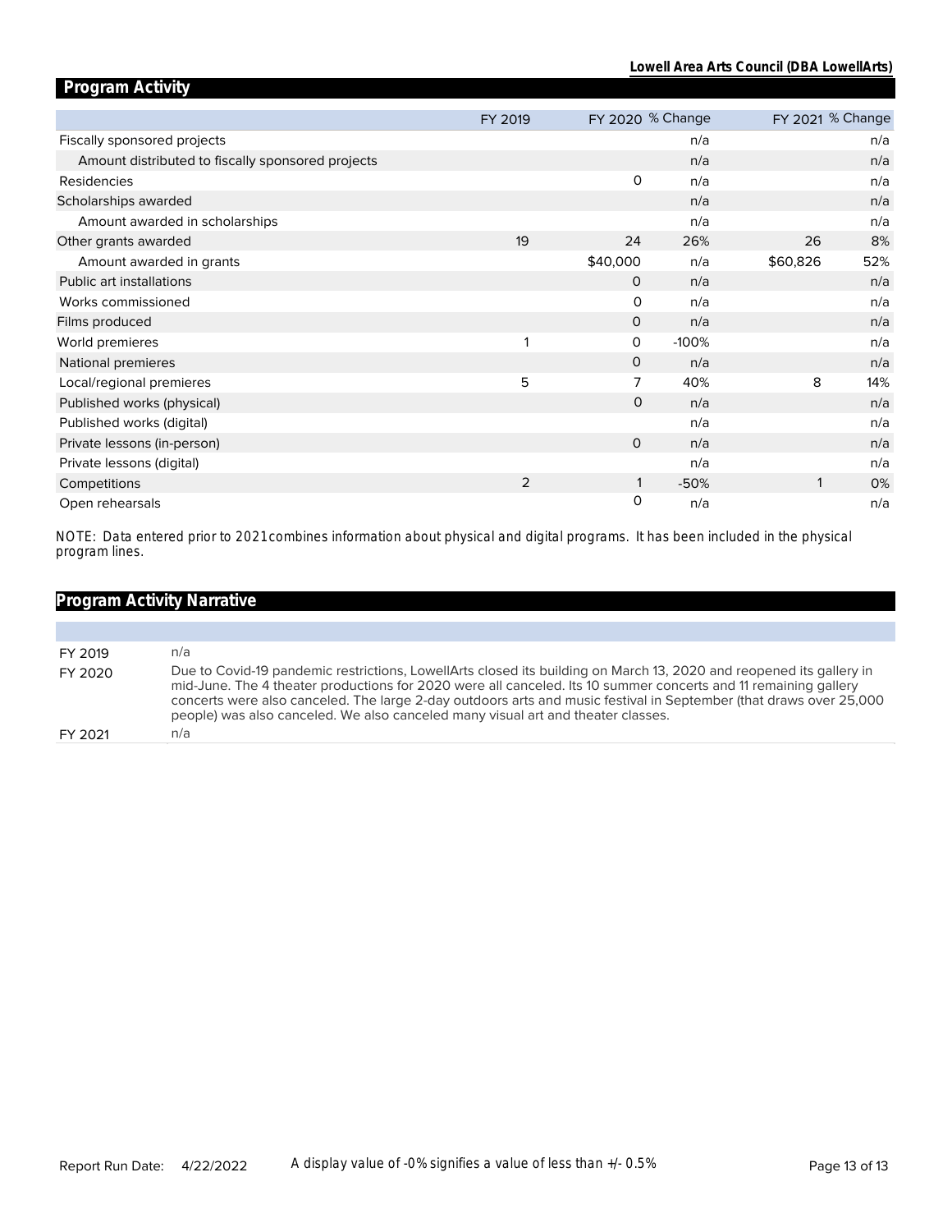## Program Activity

| | FY 2019 | FY 2020 | % Change | FY 2021 | % Change |
|---|---|---|---|---|---|
| Fiscally sponsored projects | | | n/a | | n/a |
| Amount distributed to fiscally sponsored projects | | | n/a | | n/a |
| Residencies | | 0 | n/a | | n/a |
| Scholarships awarded | | | n/a | | n/a |
| Amount awarded in scholarships | | | n/a | | n/a |
| Other grants awarded | 19 | 24 | 26% | 26 | 8% |
| Amount awarded in grants | | $40,000 | n/a | $60,826 | 52% |
| Public art installations | | 0 | n/a | | n/a |
| Works commissioned | | 0 | n/a | | n/a |
| Films produced | | 0 | n/a | | n/a |
| World premieres | 1 | 0 | -100% | | n/a |
| National premieres | | 0 | n/a | | n/a |
| Local/regional premieres | 5 | 7 | 40% | 8 | 14% |
| Published works (physical) | | 0 | n/a | | n/a |
| Published works (digital) | | | n/a | | n/a |
| Private lessons (in-person) | | 0 | n/a | | n/a |
| Private lessons (digital) | | | n/a | | n/a |
| Competitions | 2 | 1 | -50% | 1 | 0% |
| Open rehearsals | | 0 | n/a | | n/a |

NOTE: Data entered prior to 2021 combines information about physical and digital programs. It has been included in the physical program lines.

## Program Activity Narrative

| | |
|---|---|
| FY 2019 | n/a |
| FY 2020 | Due to Covid-19 pandemic restrictions, LowellArts closed its building on March 13, 2020 and reopened its gallery in mid-June. The 4 theater productions for 2020 were all canceled. Its 10 summer concerts and 11 remaining gallery concerts were also canceled. The large 2-day outdoors arts and music festival in September (that draws over 25,000 people) was also canceled. We also canceled many visual art and theater classes. |
| FY 2021 | n/a |

A display value of -0% signifies a value of less than +/- 0.5%